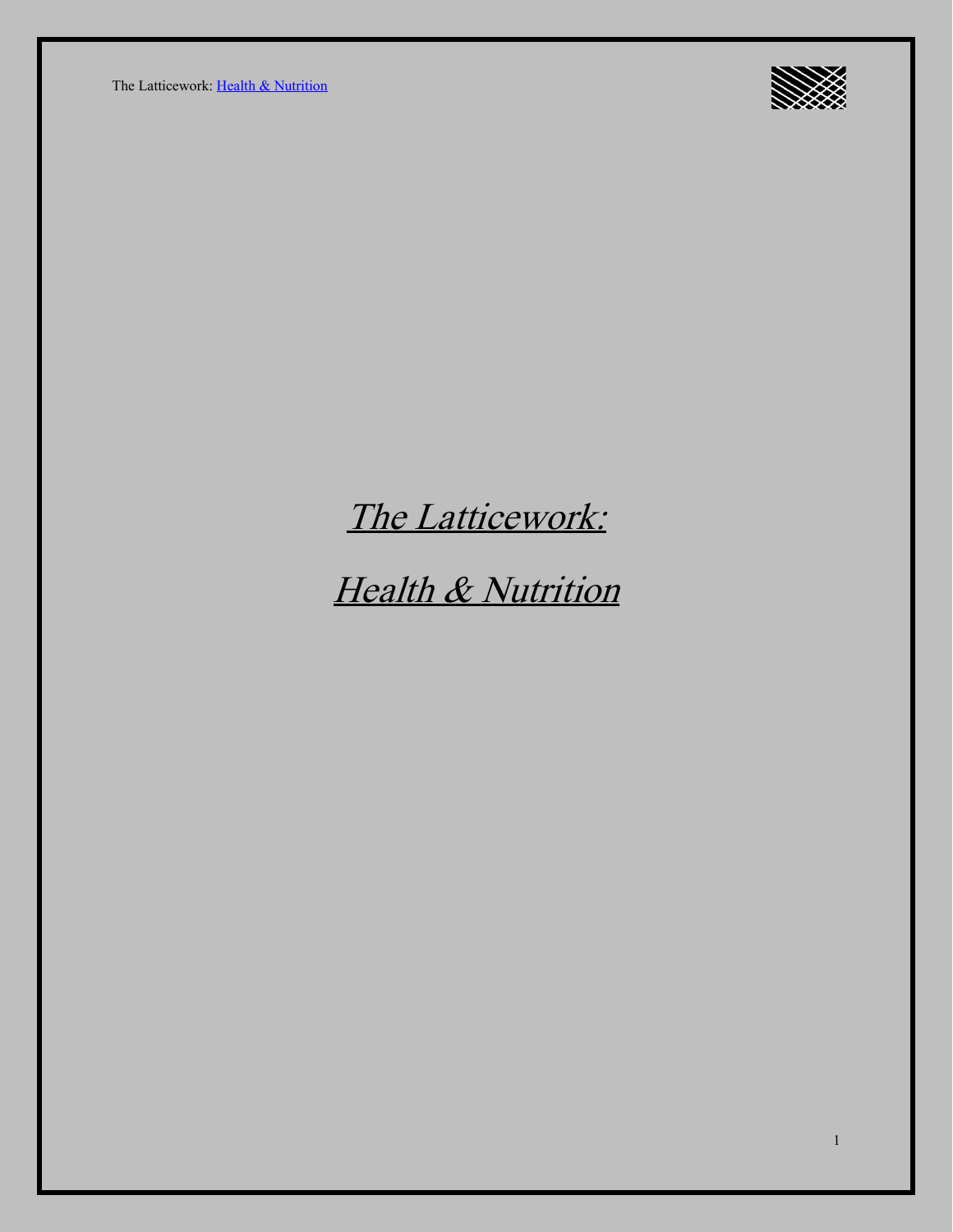# *The Latticework:*

# *Health & Nutrition*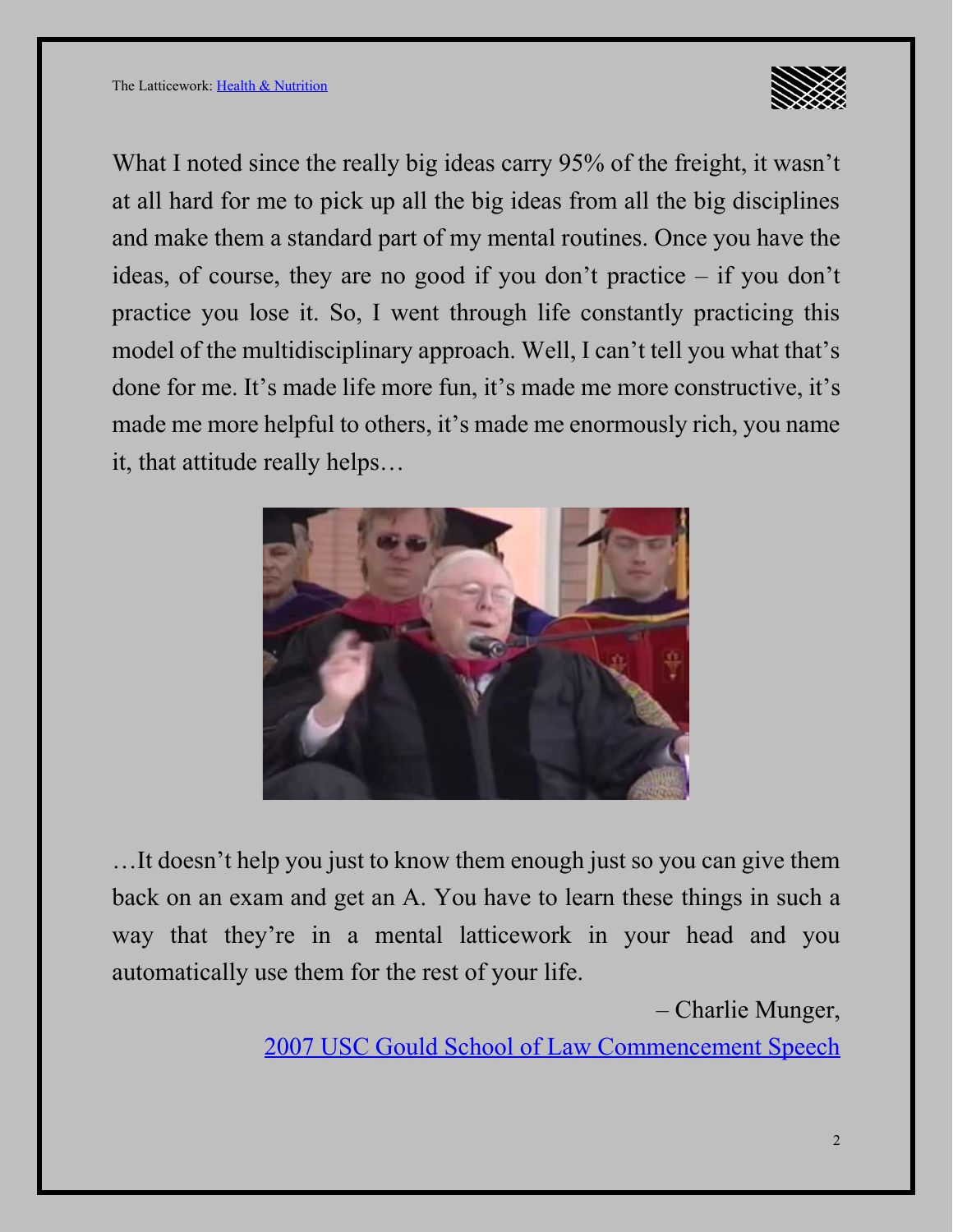What I noted since the really big ideas carry 95% of the freight, it wasn't at all hard for me to pick up all the big ideas from all the big disciplines and make them a standard part of my mental routines. Once you have the ideas, of course, they are no good if you don't practice – if you don't practice you lose it. So, I went through life constantly practicing this model of the multidisciplinary approach. Well, I can't tell you what that's done for me. It's made life more fun, it's made me more constructive, it's made me more helpful to others, it's made me enormously rich, you name it, that attitude really helps…

…It doesn't help you just to know them enough just so you can give them back on an exam and get an A. You have to learn these things in such a way that they're in a mental latticework in your head and you automatically use them for the rest of your life.

– Charlie Munger,
[2007 USC Gould School of Law Commencement Speech]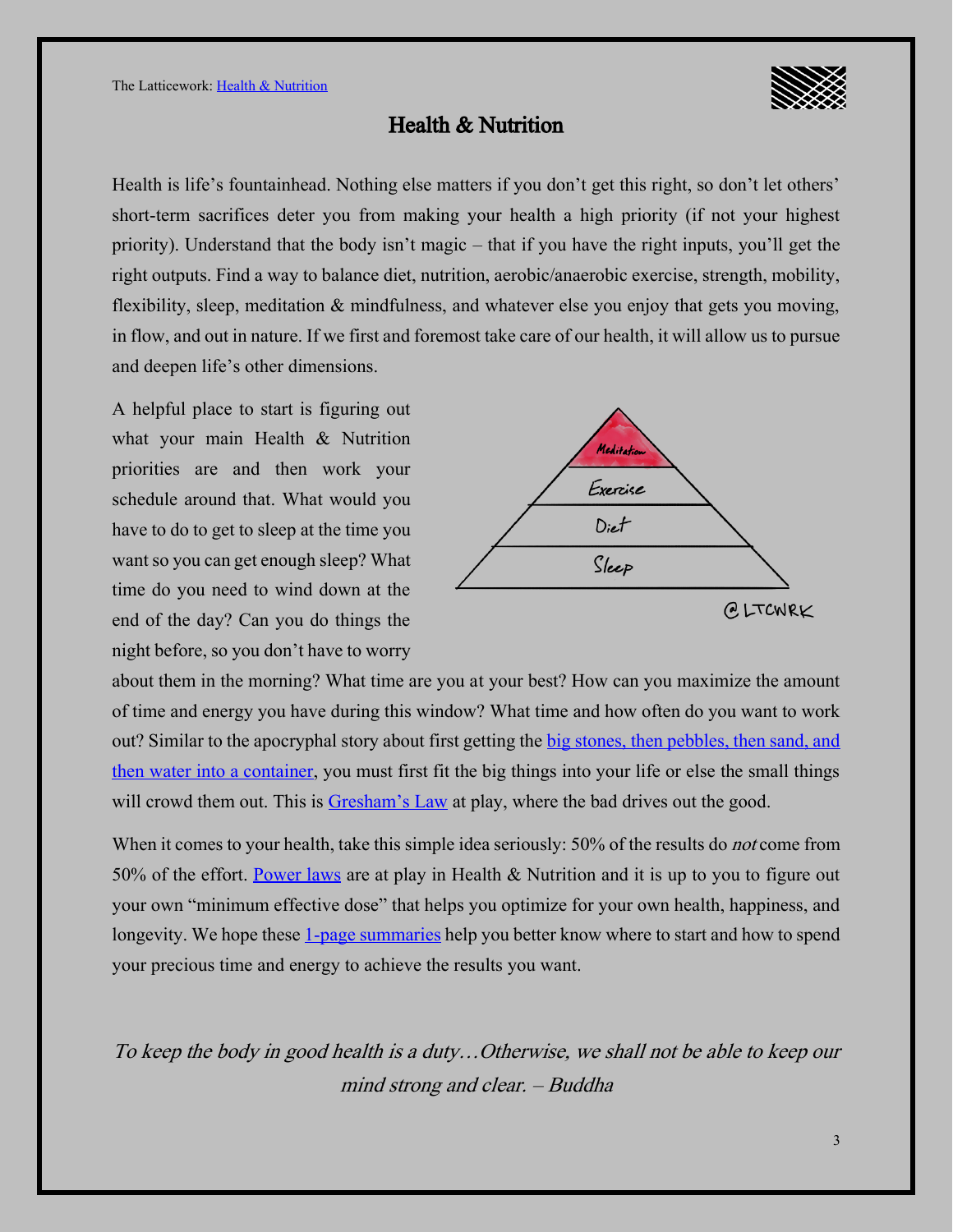# Health & Nutrition

Health is life's fountainhead. Nothing else matters if you don't get this right, so don't let others' short-term sacrifices deter you from making your health a high priority (if not your highest priority). Understand that the body isn't magic – that if you have the right inputs, you'll get the right outputs. Find a way to balance diet, nutrition, aerobic/anaerobic exercise, strength, mobility, flexibility, sleep, meditation & mindfulness, and whatever else you enjoy that gets you moving, in flow, and out in nature. If we first and foremost take care of our health, it will allow us to pursue and deepen life's other dimensions.

A helpful place to start is figuring out what your main Health & Nutrition priorities are and then work your schedule around that. What would you have to do to get to sleep at the time you want so you can get enough sleep? What time do you need to wind down at the end of the day? Can you do things the night before, so you don't have to worry about them in the morning? What time are you at your best? How can you maximize the amount of time and energy you have during this window? What time and how often do you want to work out? Similar to the apocryphal story about first getting the [big stones, then pebbles, then sand, and then water into a container](), you must first fit the big things into your life or else the small things will crowd them out. This is [Gresham's Law]() at play, where the bad drives out the good.

When it comes to your health, take this simple idea seriously: 50% of the results do *not* come from 50% of the effort. [Power laws]() are at play in Health & Nutrition and it is up to you to figure out your own "minimum effective dose" that helps you optimize for your own health, happiness, and longevity. We hope these [1-page summaries]() help you better know where to start and how to spend your precious time and energy to achieve the results you want.

*To keep the body in good health is a duty…Otherwise, we shall not be able to keep our mind strong and clear. – Buddha*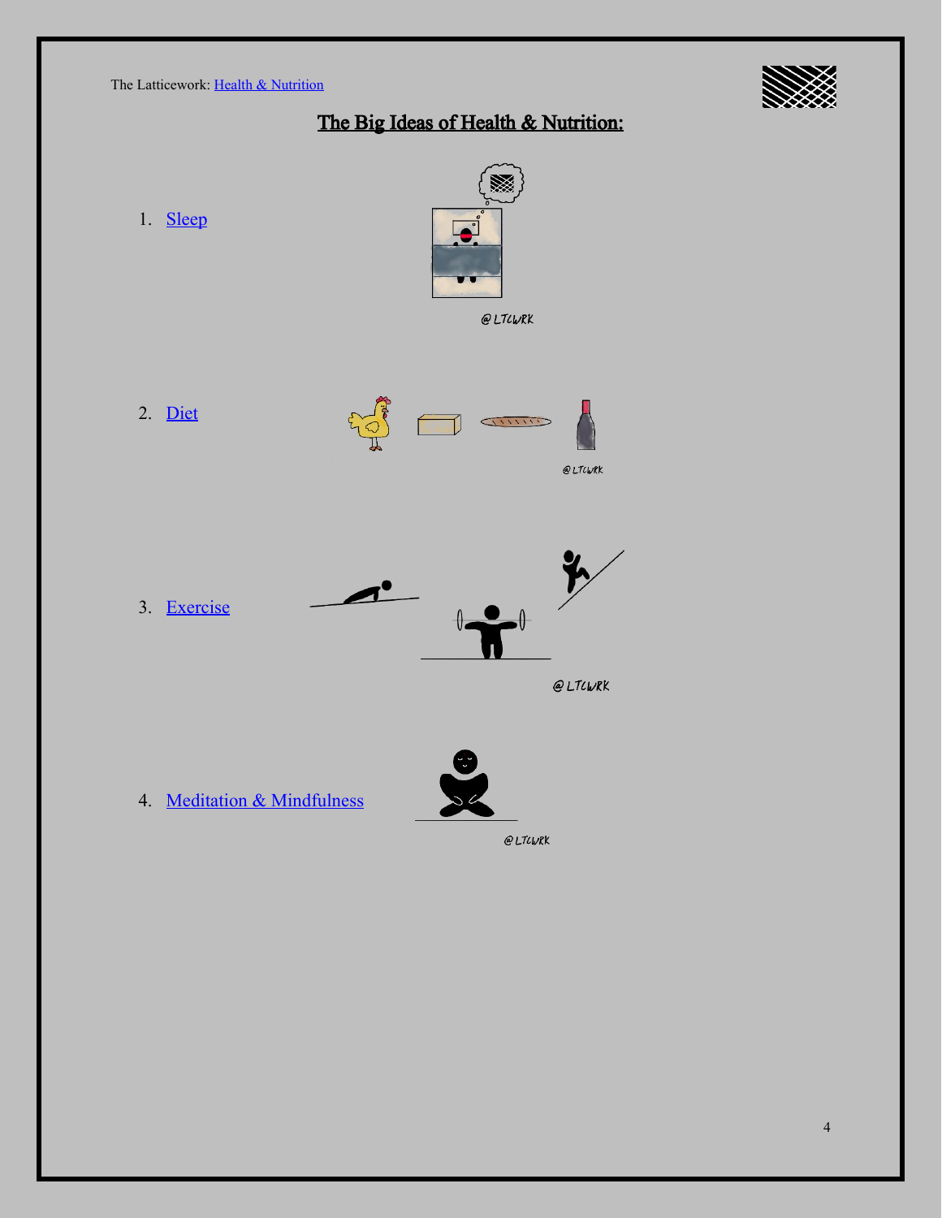# The Big Ideas of Health & Nutrition:

1. Sleep

@LTCWRK

2. Diet

@LTCWRK

3. Exercise

@LTCWRK

4. Meditation & Mindfulness

@LTCWRK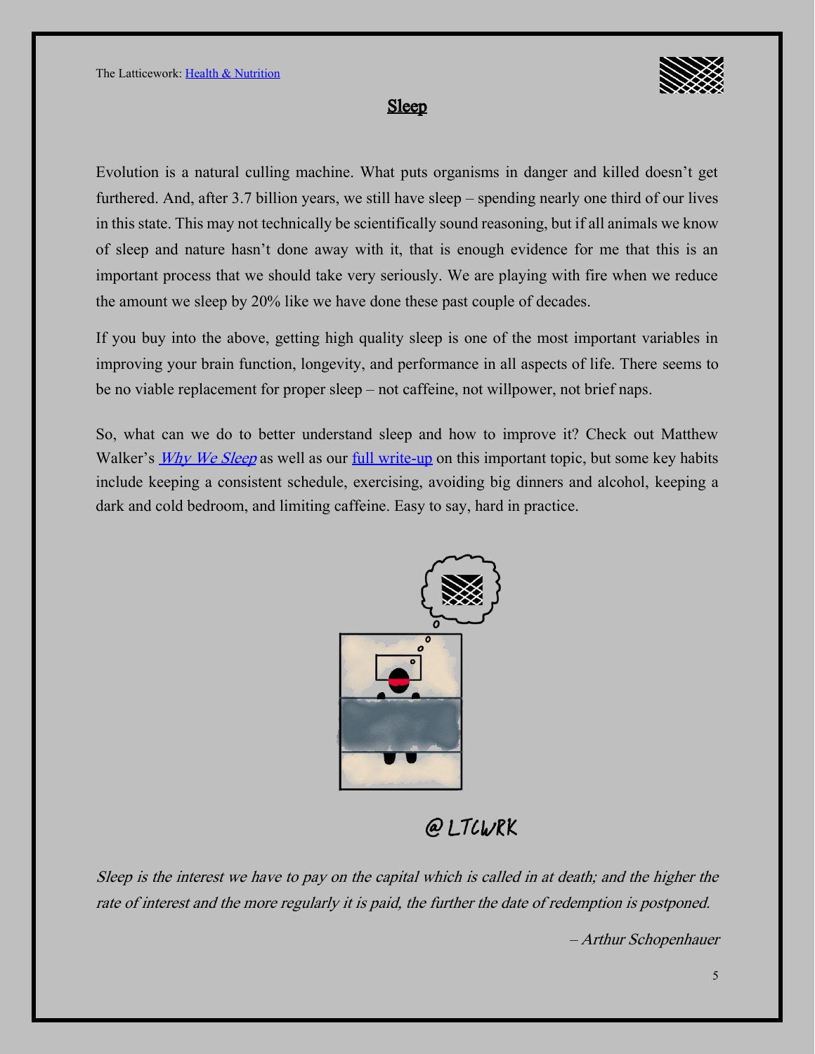# Sleep

Evolution is a natural culling machine. What puts organisms in danger and killed doesn't get furthered. And, after 3.7 billion years, we still have sleep – spending nearly one third of our lives in this state. This may not technically be scientifically sound reasoning, but if all animals we know of sleep and nature hasn't done away with it, that is enough evidence for me that this is an important process that we should take very seriously. We are playing with fire when we reduce the amount we sleep by 20% like we have done these past couple of decades.

If you buy into the above, getting high quality sleep is one of the most important variables in improving your brain function, longevity, and performance in all aspects of life. There seems to be no viable replacement for proper sleep – not caffeine, not willpower, not brief naps.

So, what can we do to better understand sleep and how to improve it? Check out Matthew Walker's *Why We Sleep* as well as our full write-up on this important topic, but some key habits include keeping a consistent schedule, exercising, avoiding big dinners and alcohol, keeping a dark and cold bedroom, and limiting caffeine. Easy to say, hard in practice.

@LTCWRK

*Sleep is the interest we have to pay on the capital which is called in at death; and the higher the rate of interest and the more regularly it is paid, the further the date of redemption is postponed.*

*– Arthur Schopenhauer*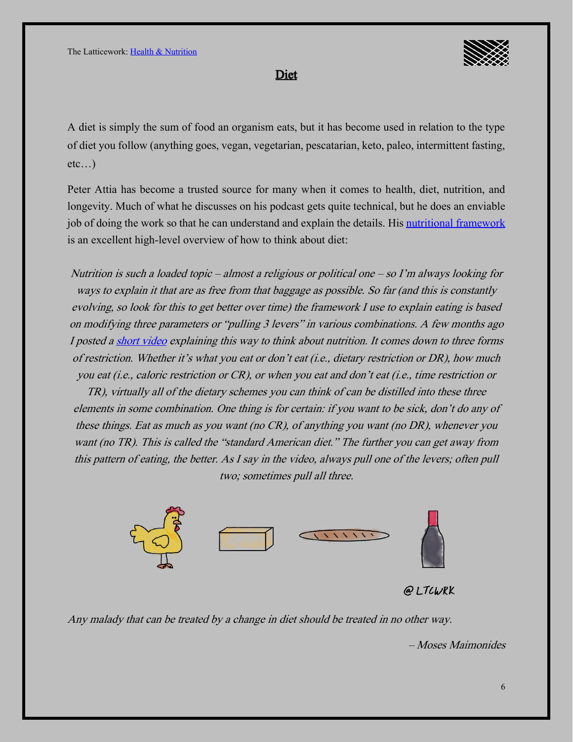# Diet

A diet is simply the sum of food an organism eats, but it has become used in relation to the type of diet you follow (anything goes, vegan, vegetarian, pescatarian, keto, paleo, intermittent fasting, etc…)

Peter Attia has become a trusted source for many when it comes to health, diet, nutrition, and longevity. Much of what he discusses on his podcast gets quite technical, but he does an enviable job of doing the work so that he can understand and explain the details. His [nutritional framework](#) is an excellent high-level overview of how to think about diet:

> *Nutrition is such a loaded topic – almost a religious or political one – so I'm always looking for ways to explain it that are as free from that baggage as possible. So far (and this is constantly evolving, so look for this to get better over time) the framework I use to explain eating is based on modifying three parameters or "pulling 3 levers" in various combinations. A few months ago I posted a [short video](#) explaining this way to think about nutrition. It comes down to three forms of restriction. Whether it's what you eat or don't eat (i.e., dietary restriction or DR), how much you eat (i.e., caloric restriction or CR), or when you eat and don't eat (i.e., time restriction or TR), virtually all of the dietary schemes you can think of can be distilled into these three elements in some combination. One thing is for certain: if you want to be sick, don't do any of these things. Eat as much as you want (no CR), of anything you want (no DR), whenever you want (no TR). This is called the "standard American diet." The further you can get away from this pattern of eating, the better. As I say in the video, always pull one of the levers; often pull two; sometimes pull all three.*

@LTCWRK

*Any malady that can be treated by a change in diet should be treated in no other way.*

*– Moses Maimonides*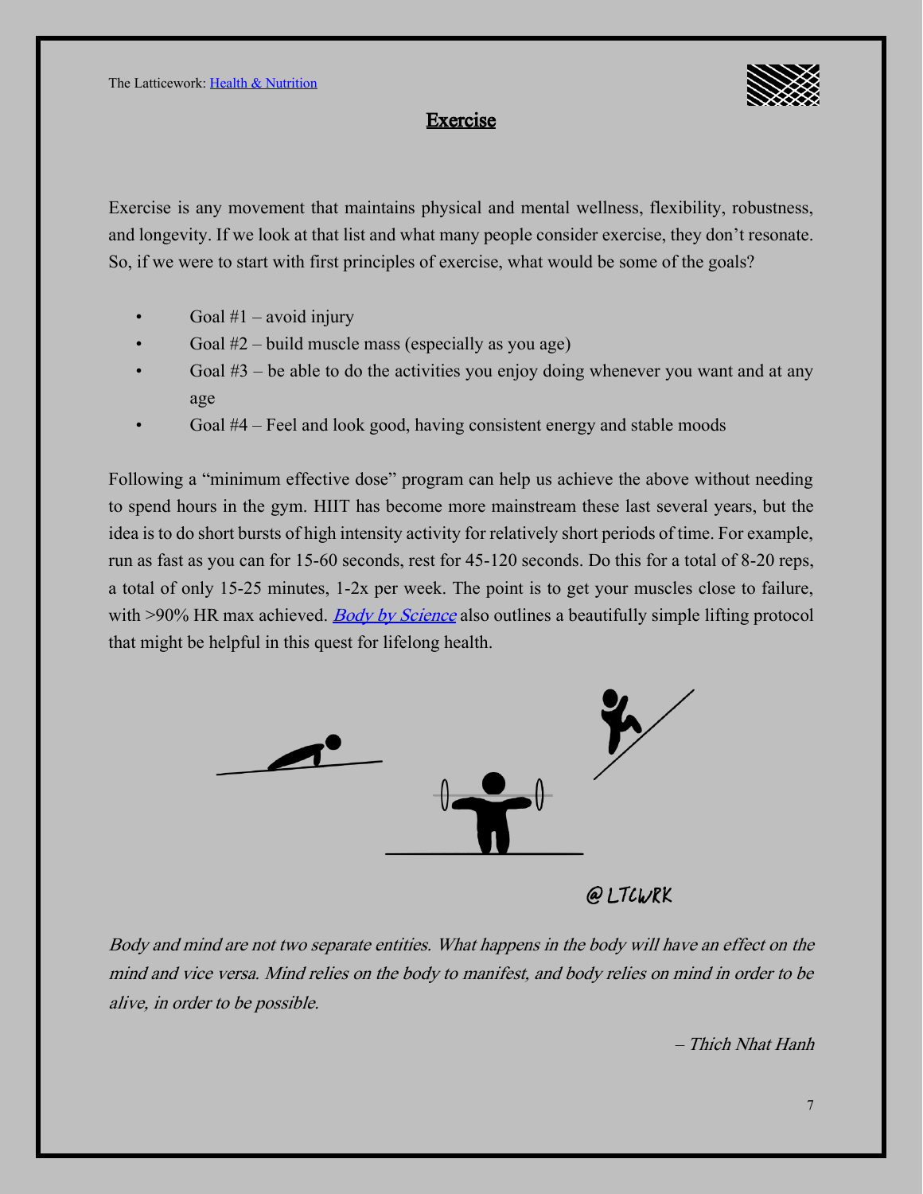## Exercise

Exercise is any movement that maintains physical and mental wellness, flexibility, robustness, and longevity. If we look at that list and what many people consider exercise, they don't resonate. So, if we were to start with first principles of exercise, what would be some of the goals?

- Goal #1 – avoid injury
- Goal #2 – build muscle mass (especially as you age)
- Goal #3 – be able to do the activities you enjoy doing whenever you want and at any age
- Goal #4 – Feel and look good, having consistent energy and stable moods

Following a "minimum effective dose" program can help us achieve the above without needing to spend hours in the gym. HIIT has become more mainstream these last several years, but the idea is to do short bursts of high intensity activity for relatively short periods of time. For example, run as fast as you can for 15-60 seconds, rest for 45-120 seconds. Do this for a total of 8-20 reps, a total of only 15-25 minutes, 1-2x per week. The point is to get your muscles close to failure, with >90% HR max achieved. *Body by Science* also outlines a beautifully simple lifting protocol that might be helpful in this quest for lifelong health.

@LTCWRK

*Body and mind are not two separate entities. What happens in the body will have an effect on the mind and vice versa. Mind relies on the body to manifest, and body relies on mind in order to be alive, in order to be possible.*

*– Thich Nhat Hanh*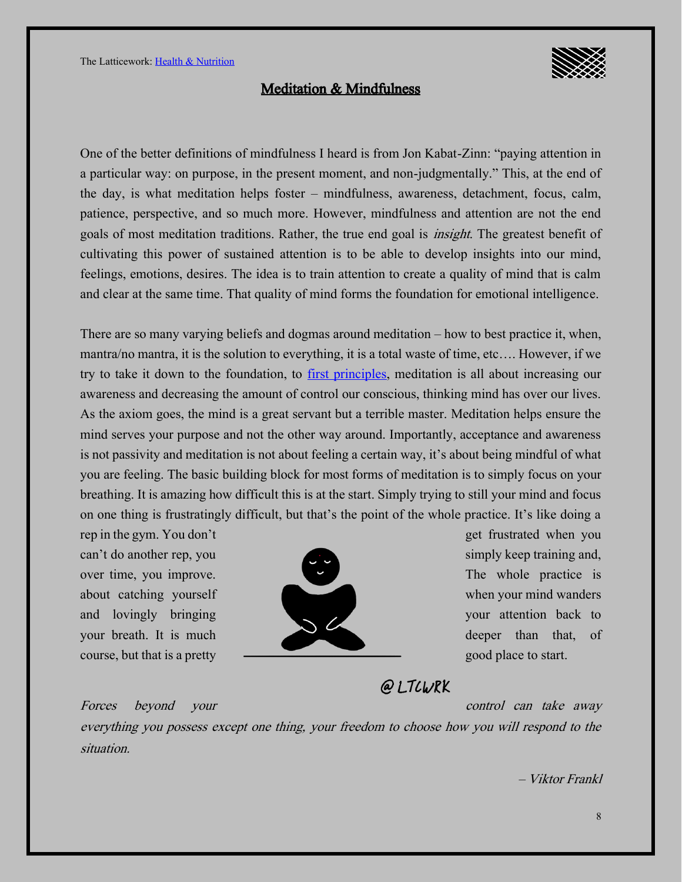## Meditation & Mindfulness

One of the better definitions of mindfulness I heard is from Jon Kabat-Zinn: "paying attention in a particular way: on purpose, in the present moment, and non-judgmentally." This, at the end of the day, is what meditation helps foster – mindfulness, awareness, detachment, focus, calm, patience, perspective, and so much more. However, mindfulness and attention are not the end goals of most meditation traditions. Rather, the true end goal is *insight*. The greatest benefit of cultivating this power of sustained attention is to be able to develop insights into our mind, feelings, emotions, desires. The idea is to train attention to create a quality of mind that is calm and clear at the same time. That quality of mind forms the foundation for emotional intelligence.

There are so many varying beliefs and dogmas around meditation – how to best practice it, when, mantra/no mantra, it is the solution to everything, it is a total waste of time, etc…. However, if we try to take it down to the foundation, to first principles, meditation is all about increasing our awareness and decreasing the amount of control our conscious, thinking mind has over our lives. As the axiom goes, the mind is a great servant but a terrible master. Meditation helps ensure the mind serves your purpose and not the other way around. Importantly, acceptance and awareness is not passivity and meditation is not about feeling a certain way, it's about being mindful of what you are feeling. The basic building block for most forms of meditation is to simply focus on your breathing. It is amazing how difficult this is at the start. Simply trying to still your mind and focus on one thing is frustratingly difficult, but that's the point of the whole practice. It's like doing a rep in the gym. You don't get frustrated when you can't do another rep, you simply keep training and, over time, you improve. The whole practice is about catching yourself when your mind wanders and lovingly bringing your attention back to your breath. It is much deeper than that, of course, but that is a pretty good place to start.

@LTCWRK

*Forces beyond your control can take away everything you possess except one thing, your freedom to choose how you will respond to the situation.*

*– Viktor Frankl*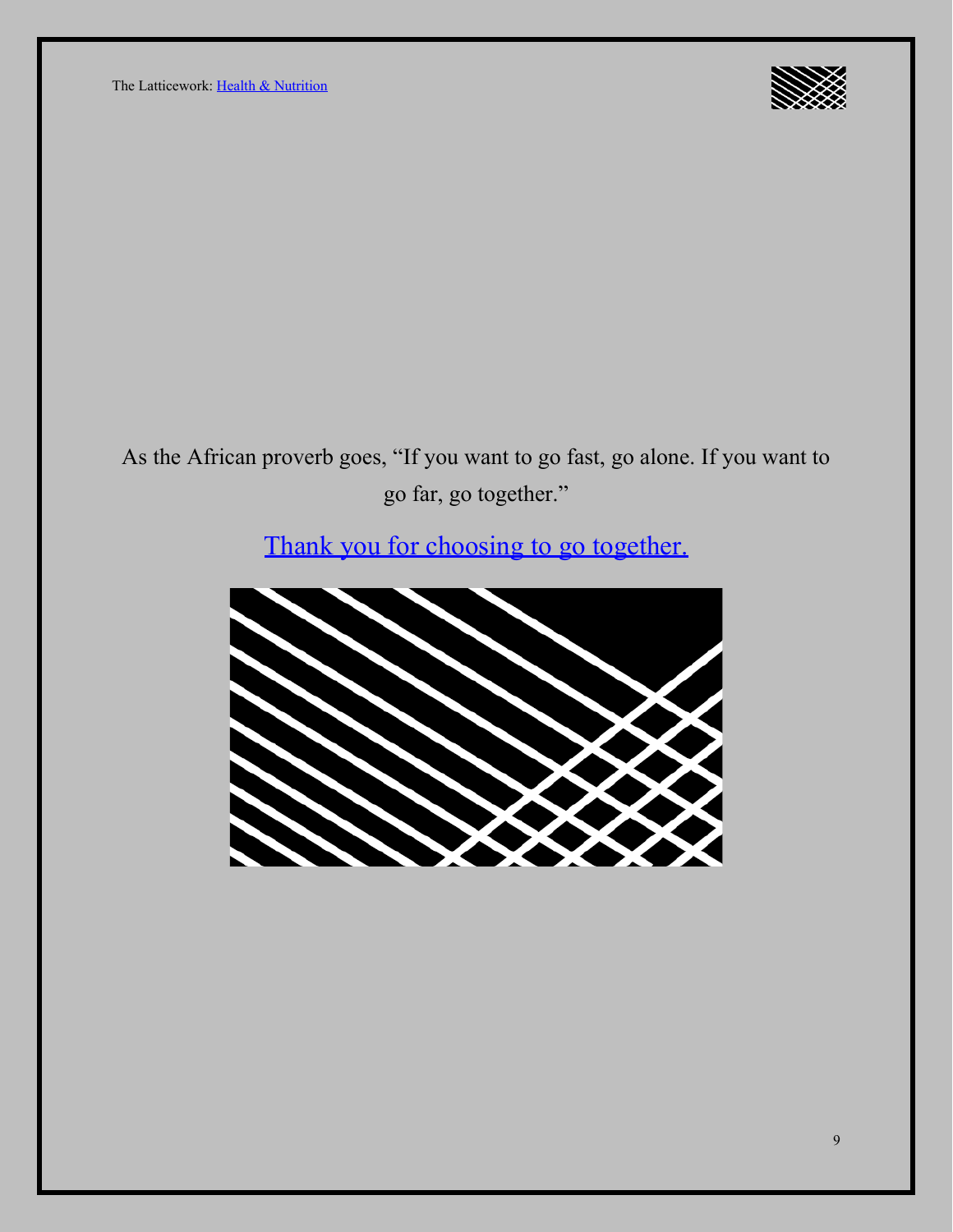As the African proverb goes, “If you want to go fast, go alone. If you want to go far, go together.”

Thank you for choosing to go together.